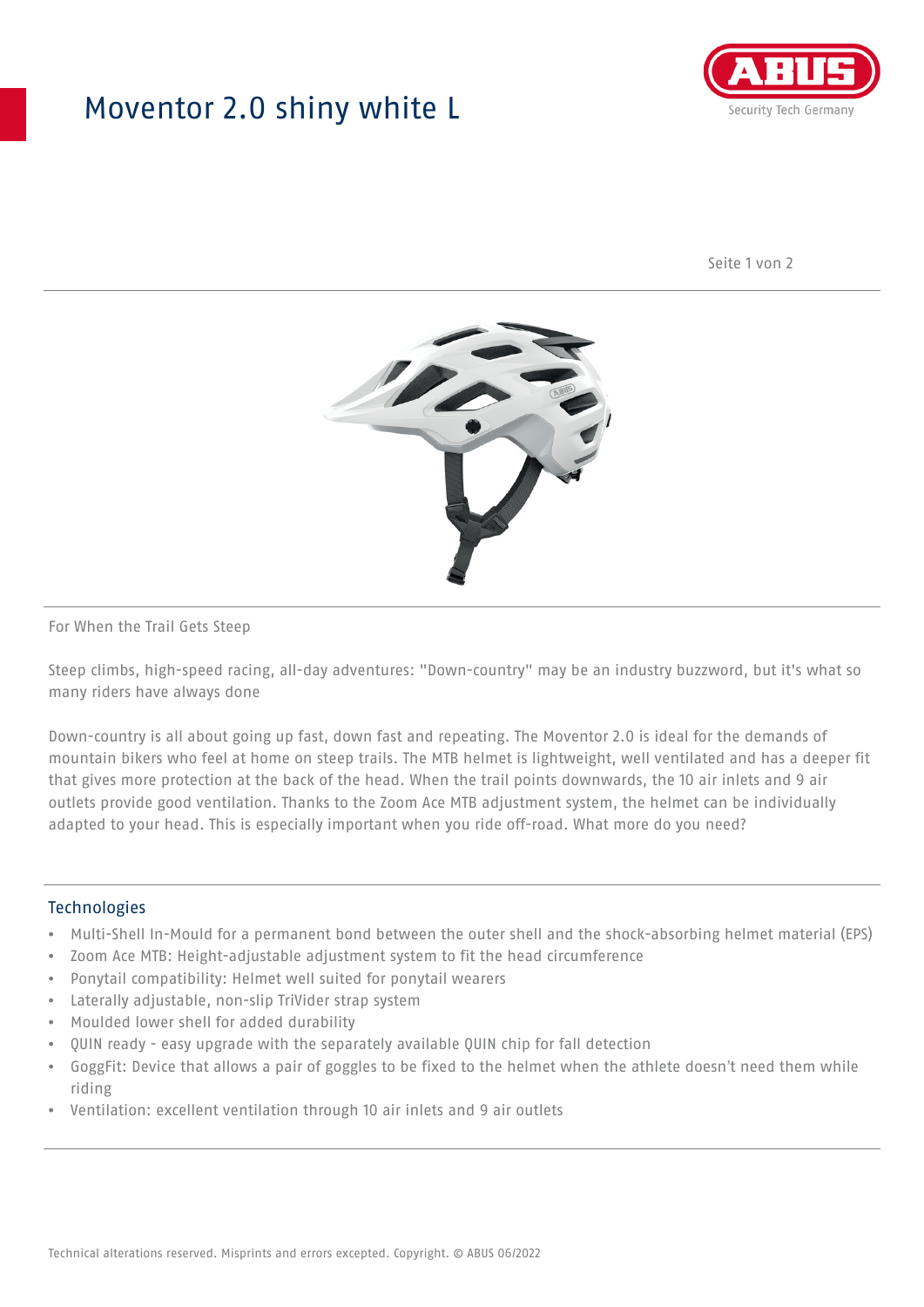# Moventor 2.0 shiny white L

For When the Trail Gets Steep

Steep climbs, high-speed racing, all-day adventures: "Down-country" may be an industry buzzword, but it's what so many riders have always done

Down-country is all about going up fast, down fast and repeating. The Moventor 2.0 is ideal for the demands of mountain bikers who feel at home on steep trails. The MTB helmet is lightweight, well ventilated and has a deeper fit that gives more protection at the back of the head. When the trail points downwards, the 10 air inlets and 9 air outlets provide good ventilation. Thanks to the Zoom Ace MTB adjustment system, the helmet can be individually adapted to your head. This is especially important when you ride off-road. What more do you need?

## Technologies

- Multi-Shell In-Mould for a permanent bond between the outer shell and the shock-absorbing helmet material (EPS)
- Zoom Ace MTB: Height-adjustable adjustment system to fit the head circumference
- Ponytail compatibility: Helmet well suited for ponytail wearers
- Laterally adjustable, non-slip TriVider strap system
- Moulded lower shell for added durability
- QUIN ready - easy upgrade with the separately available QUIN chip for fall detection
- GoggFit: Device that allows a pair of goggles to be fixed to the helmet when the athlete doesn't need them while riding
- Ventilation: excellent ventilation through 10 air inlets and 9 air outlets

Technical alterations reserved. Misprints and errors excepted. Copyright. © ABUS 06/2022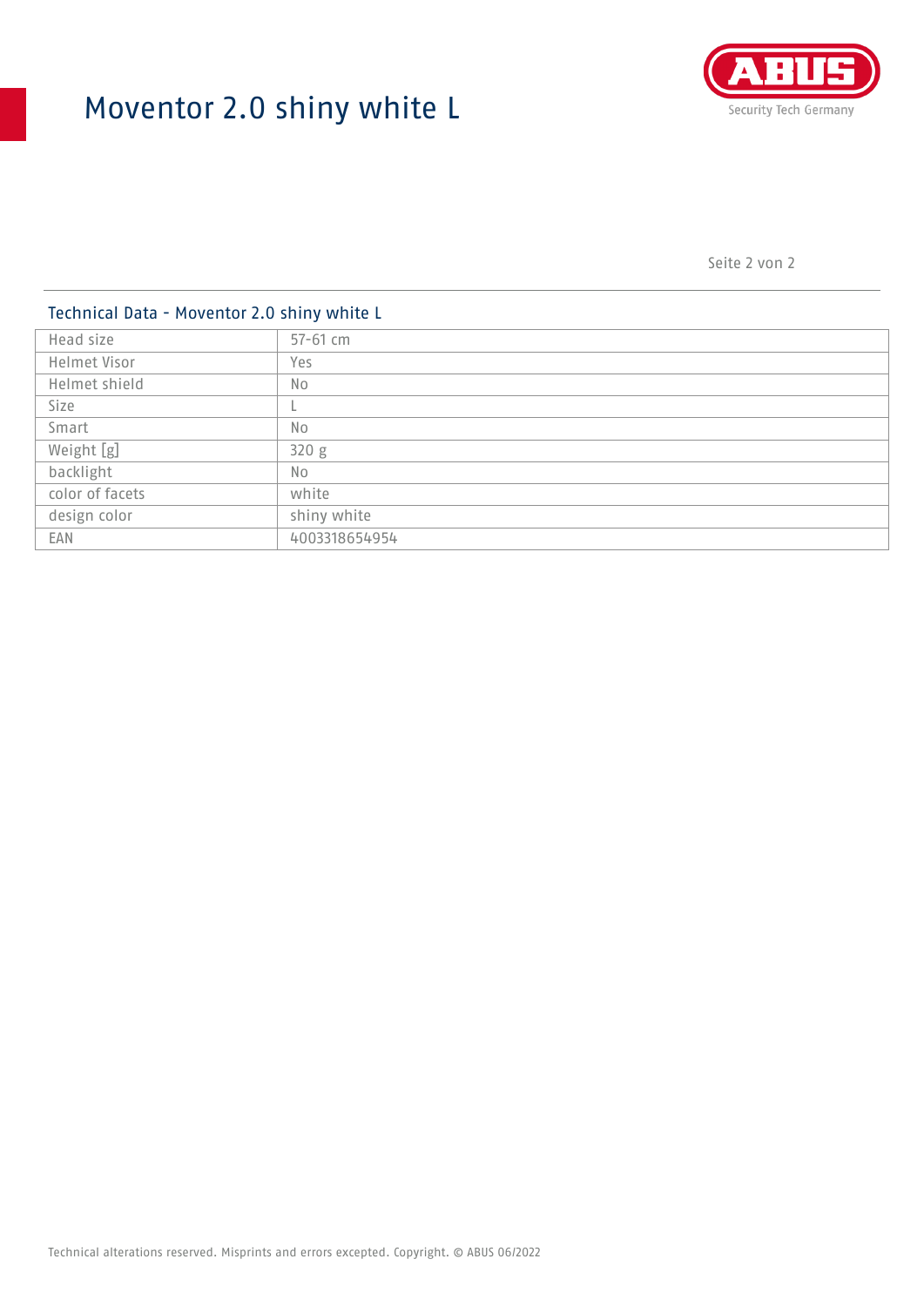# Moventor 2.0 shiny white L

## Technical Data - Moventor 2.0 shiny white L

| | |
|---|---|
| Head size | 57-61 cm |
| Helmet Visor | Yes |
| Helmet shield | No |
| Size | L |
| Smart | No |
| Weight [g] | 320 g |
| backlight | No |
| color of facets | white |
| design color | shiny white |
| EAN | 4003318654954 |

Technical alterations reserved. Misprints and errors excepted. Copyright. © ABUS 06/2022